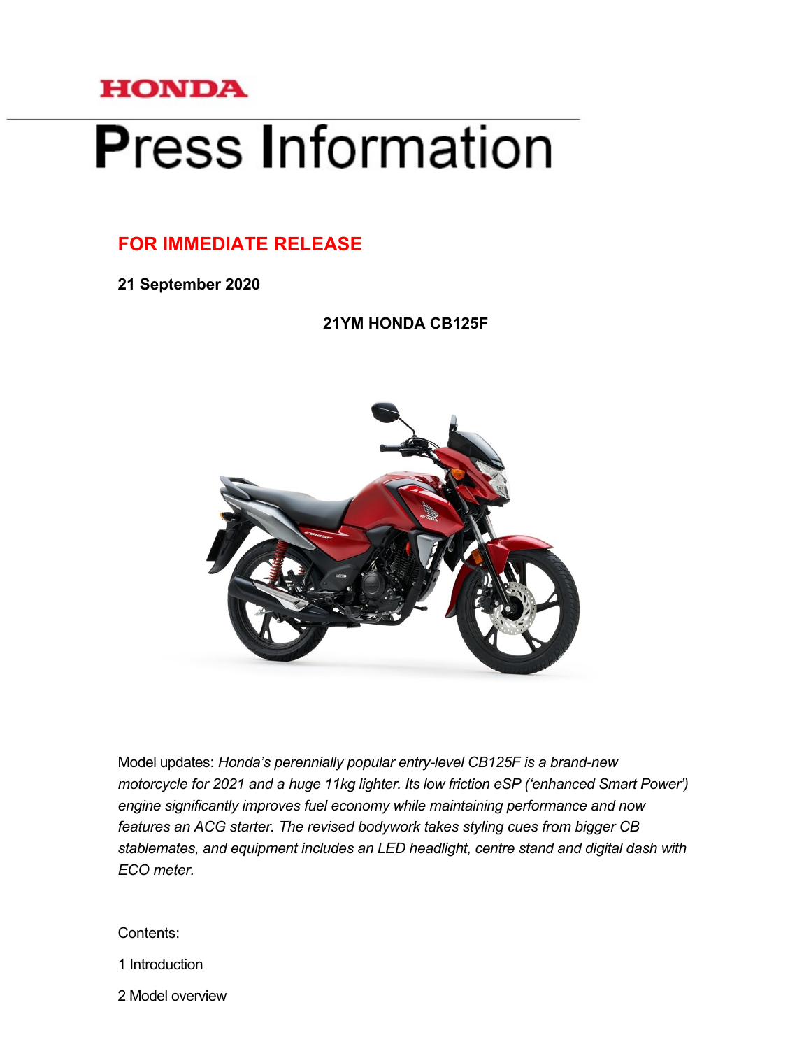**HONDA**

# Press Information

**FOR IMMEDIATE RELEASE**

**21 September 2020**

## 21YM HONDA CB125F

Model updates: *Honda's perennially popular entry-level CB125F is a brand-new motorcycle for 2021 and a huge 11kg lighter. Its low friction eSP ('enhanced Smart Power') engine significantly improves fuel economy while maintaining performance and now features an ACG starter. The revised bodywork takes styling cues from bigger CB stablemates, and equipment includes an LED headlight, centre stand and digital dash with ECO meter.*

Contents:

1 Introduction

2 Model overview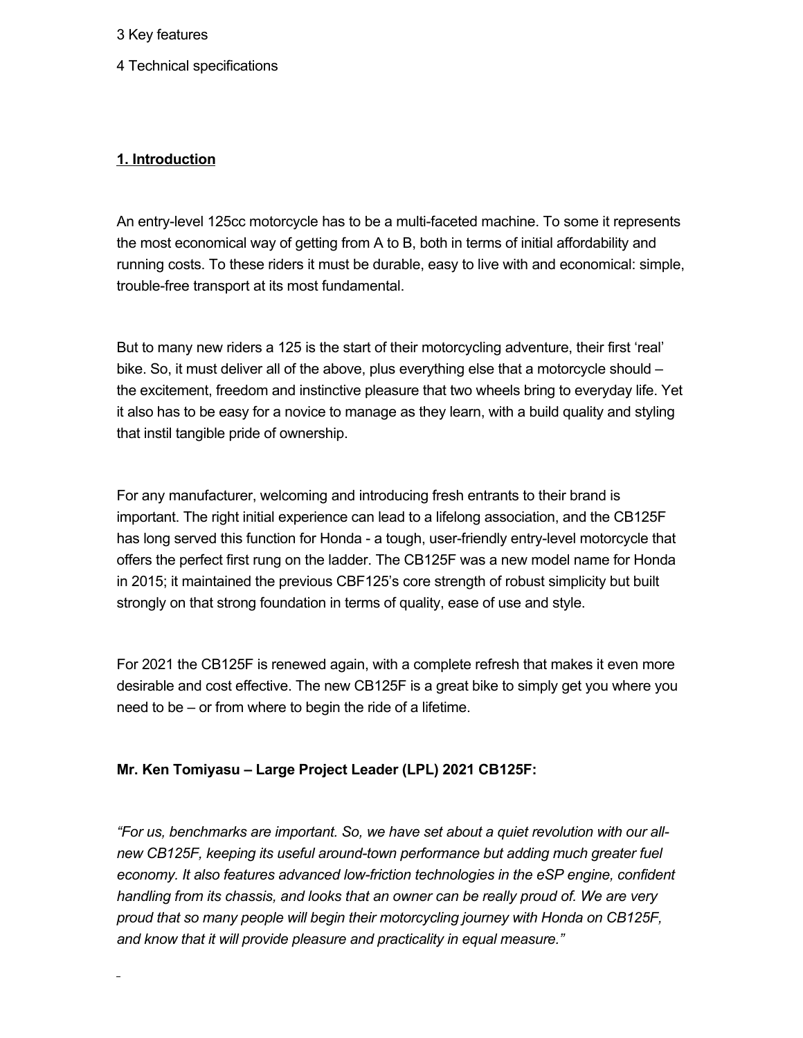3 Key features

4 Technical specifications

## 1. Introduction

An entry-level 125cc motorcycle has to be a multi-faceted machine. To some it represents the most economical way of getting from A to B, both in terms of initial affordability and running costs. To these riders it must be durable, easy to live with and economical: simple, trouble-free transport at its most fundamental.

But to many new riders a 125 is the start of their motorcycling adventure, their first 'real' bike. So, it must deliver all of the above, plus everything else that a motorcycle should – the excitement, freedom and instinctive pleasure that two wheels bring to everyday life. Yet it also has to be easy for a novice to manage as they learn, with a build quality and styling that instil tangible pride of ownership.

For any manufacturer, welcoming and introducing fresh entrants to their brand is important. The right initial experience can lead to a lifelong association, and the CB125F has long served this function for Honda - a tough, user-friendly entry-level motorcycle that offers the perfect first rung on the ladder. The CB125F was a new model name for Honda in 2015; it maintained the previous CBF125's core strength of robust simplicity but built strongly on that strong foundation in terms of quality, ease of use and style.

For 2021 the CB125F is renewed again, with a complete refresh that makes it even more desirable and cost effective. The new CB125F is a great bike to simply get you where you need to be – or from where to begin the ride of a lifetime.

**Mr. Ken Tomiyasu – Large Project Leader (LPL) 2021 CB125F:**

*"For us, benchmarks are important. So, we have set about a quiet revolution with our all-new CB125F, keeping its useful around-town performance but adding much greater fuel economy. It also features advanced low-friction technologies in the eSP engine, confident handling from its chassis, and looks that an owner can be really proud of. We are very proud that so many people will begin their motorcycling journey with Honda on CB125F, and know that it will provide pleasure and practicality in equal measure."*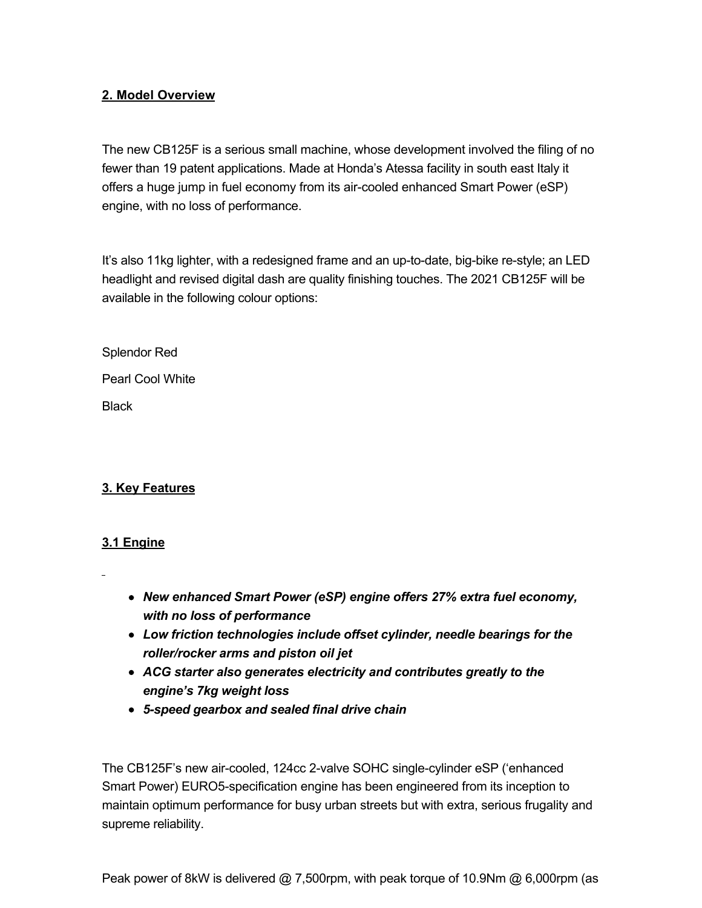## 2. Model Overview

The new CB125F is a serious small machine, whose development involved the filing of no fewer than 19 patent applications. Made at Honda's Atessa facility in south east Italy it offers a huge jump in fuel economy from its air-cooled enhanced Smart Power (eSP) engine, with no loss of performance.

It's also 11kg lighter, with a redesigned frame and an up-to-date, big-bike re-style; an LED headlight and revised digital dash are quality finishing touches. The 2021 CB125F will be available in the following colour options:

Splendor Red

Pearl Cool White

Black

## 3. Key Features

### 3.1 Engine

- ***New enhanced Smart Power (eSP) engine offers 27% extra fuel economy, with no loss of performance***
- ***Low friction technologies include offset cylinder, needle bearings for the roller/rocker arms and piston oil jet***
- ***ACG starter also generates electricity and contributes greatly to the engine's 7kg weight loss***
- ***5-speed gearbox and sealed final drive chain***

The CB125F's new air-cooled, 124cc 2-valve SOHC single-cylinder eSP ('enhanced Smart Power) EURO5-specification engine has been engineered from its inception to maintain optimum performance for busy urban streets but with extra, serious frugality and supreme reliability.

Peak power of 8kW is delivered @ 7,500rpm, with peak torque of 10.9Nm @ 6,000rpm (as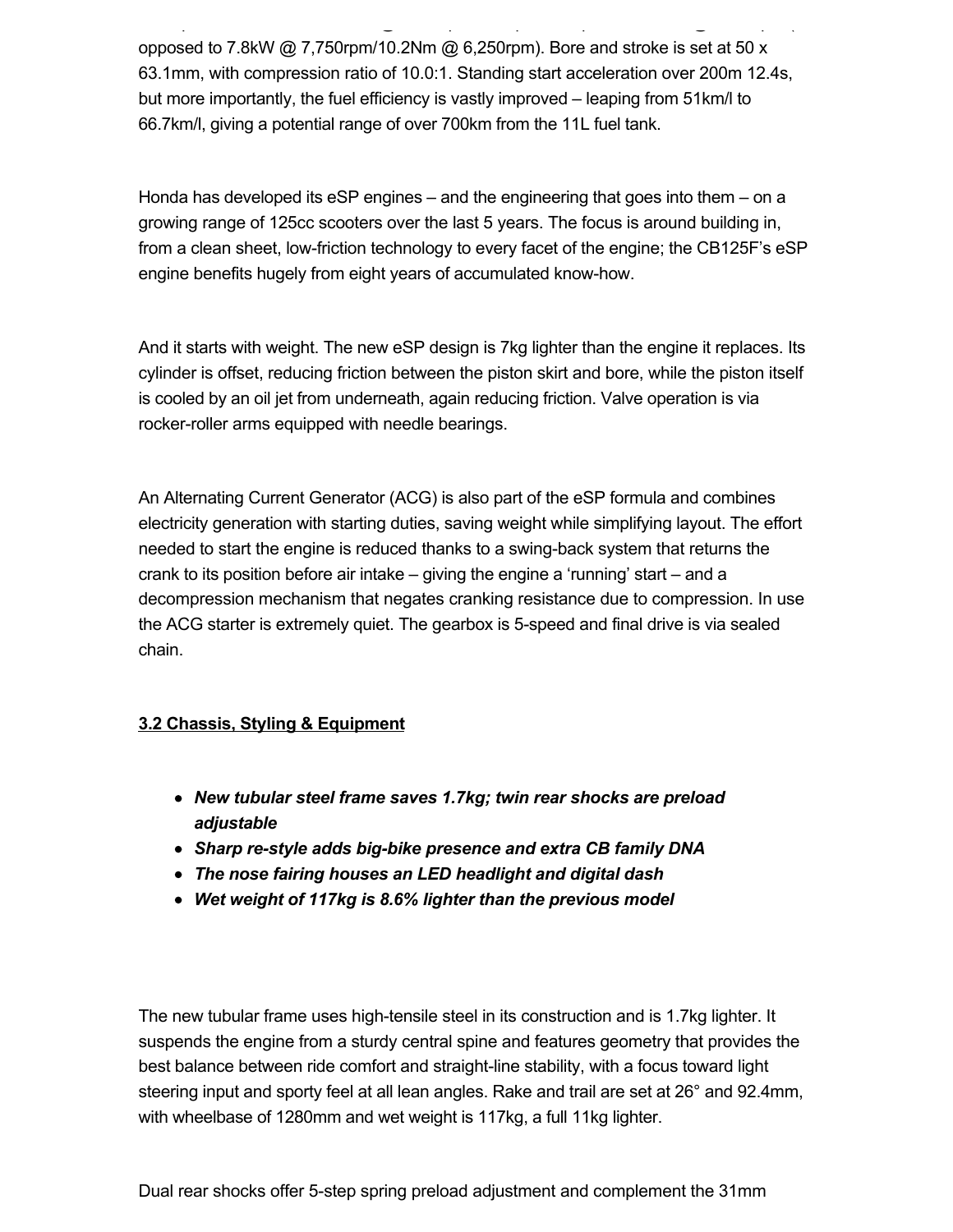opposed to 7.8kW @ 7,750rpm/10.2Nm @ 6,250rpm). Bore and stroke is set at 50 x 63.1mm, with compression ratio of 10.0:1. Standing start acceleration over 200m 12.4s, but more importantly, the fuel efficiency is vastly improved – leaping from 51km/l to 66.7km/l, giving a potential range of over 700km from the 11L fuel tank.

Honda has developed its eSP engines – and the engineering that goes into them – on a growing range of 125cc scooters over the last 5 years. The focus is around building in, from a clean sheet, low-friction technology to every facet of the engine; the CB125F's eSP engine benefits hugely from eight years of accumulated know-how.

And it starts with weight. The new eSP design is 7kg lighter than the engine it replaces. Its cylinder is offset, reducing friction between the piston skirt and bore, while the piston itself is cooled by an oil jet from underneath, again reducing friction. Valve operation is via rocker-roller arms equipped with needle bearings.

An Alternating Current Generator (ACG) is also part of the eSP formula and combines electricity generation with starting duties, saving weight while simplifying layout. The effort needed to start the engine is reduced thanks to a swing-back system that returns the crank to its position before air intake – giving the engine a 'running' start – and a decompression mechanism that negates cranking resistance due to compression. In use the ACG starter is extremely quiet. The gearbox is 5-speed and final drive is via sealed chain.

### 3.2 Chassis, Styling & Equipment

- ***New tubular steel frame saves 1.7kg; twin rear shocks are preload adjustable***
- ***Sharp re-style adds big-bike presence and extra CB family DNA***
- ***The nose fairing houses an LED headlight and digital dash***
- ***Wet weight of 117kg is 8.6% lighter than the previous model***

The new tubular frame uses high-tensile steel in its construction and is 1.7kg lighter. It suspends the engine from a sturdy central spine and features geometry that provides the best balance between ride comfort and straight-line stability, with a focus toward light steering input and sporty feel at all lean angles. Rake and trail are set at 26° and 92.4mm, with wheelbase of 1280mm and wet weight is 117kg, a full 11kg lighter.

Dual rear shocks offer 5-step spring preload adjustment and complement the 31mm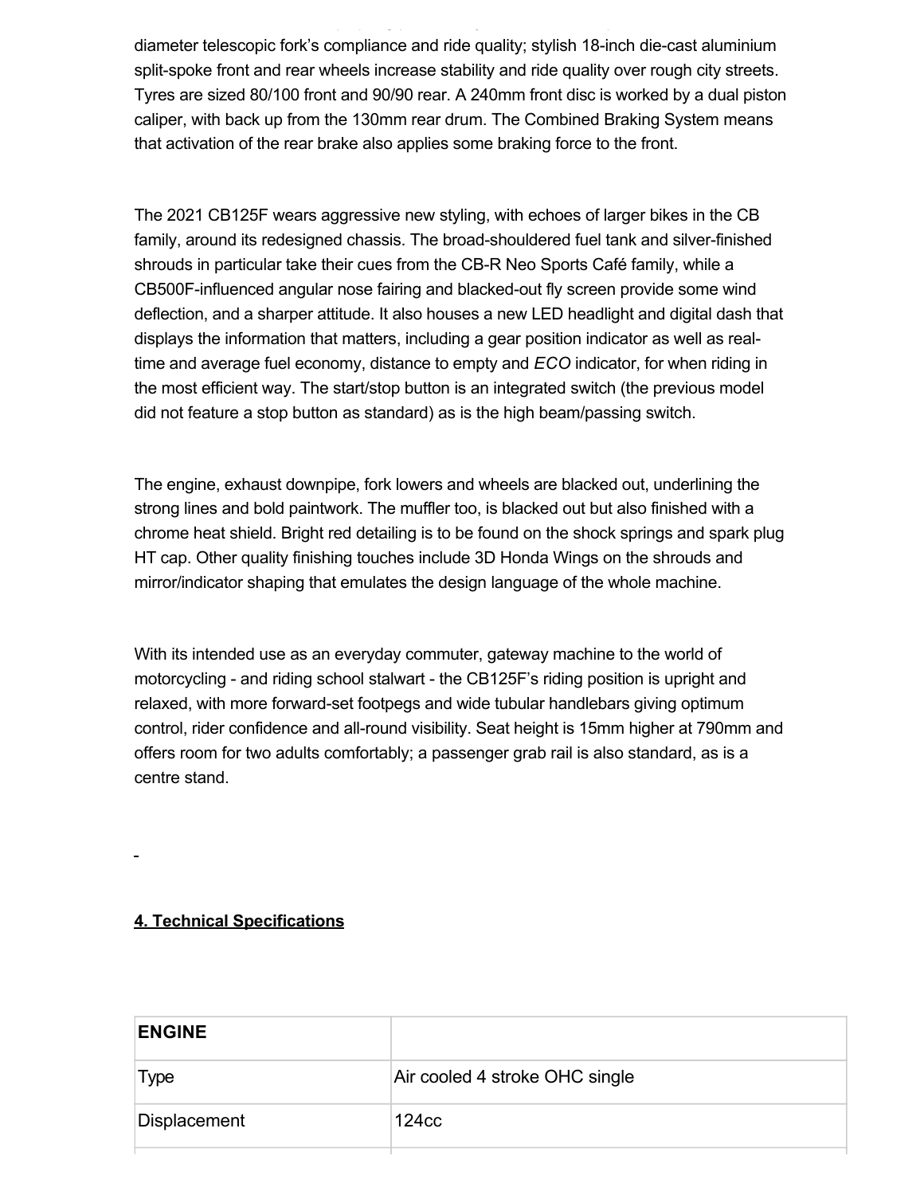diameter telescopic fork's compliance and ride quality; stylish 18-inch die-cast aluminium split-spoke front and rear wheels increase stability and ride quality over rough city streets. Tyres are sized 80/100 front and 90/90 rear. A 240mm front disc is worked by a dual piston caliper, with back up from the 130mm rear drum. The Combined Braking System means that activation of the rear brake also applies some braking force to the front.

The 2021 CB125F wears aggressive new styling, with echoes of larger bikes in the CB family, around its redesigned chassis. The broad-shouldered fuel tank and silver-finished shrouds in particular take their cues from the CB-R Neo Sports Café family, while a CB500F-influenced angular nose fairing and blacked-out fly screen provide some wind deflection, and a sharper attitude. It also houses a new LED headlight and digital dash that displays the information that matters, including a gear position indicator as well as real-time and average fuel economy, distance to empty and *ECO* indicator, for when riding in the most efficient way. The start/stop button is an integrated switch (the previous model did not feature a stop button as standard) as is the high beam/passing switch.

The engine, exhaust downpipe, fork lowers and wheels are blacked out, underlining the strong lines and bold paintwork. The muffler too, is blacked out but also finished with a chrome heat shield. Bright red detailing is to be found on the shock springs and spark plug HT cap. Other quality finishing touches include 3D Honda Wings on the shrouds and mirror/indicator shaping that emulates the design language of the whole machine.

With its intended use as an everyday commuter, gateway machine to the world of motorcycling - and riding school stalwart - the CB125F's riding position is upright and relaxed, with more forward-set footpegs and wide tubular handlebars giving optimum control, rider confidence and all-round visibility. Seat height is 15mm higher at 790mm and offers room for two adults comfortably; a passenger grab rail is also standard, as is a centre stand.

## 4. Technical Specifications

| **ENGINE** | |
|---|---|
| Type | Air cooled 4 stroke OHC single |
| Displacement | 124cc |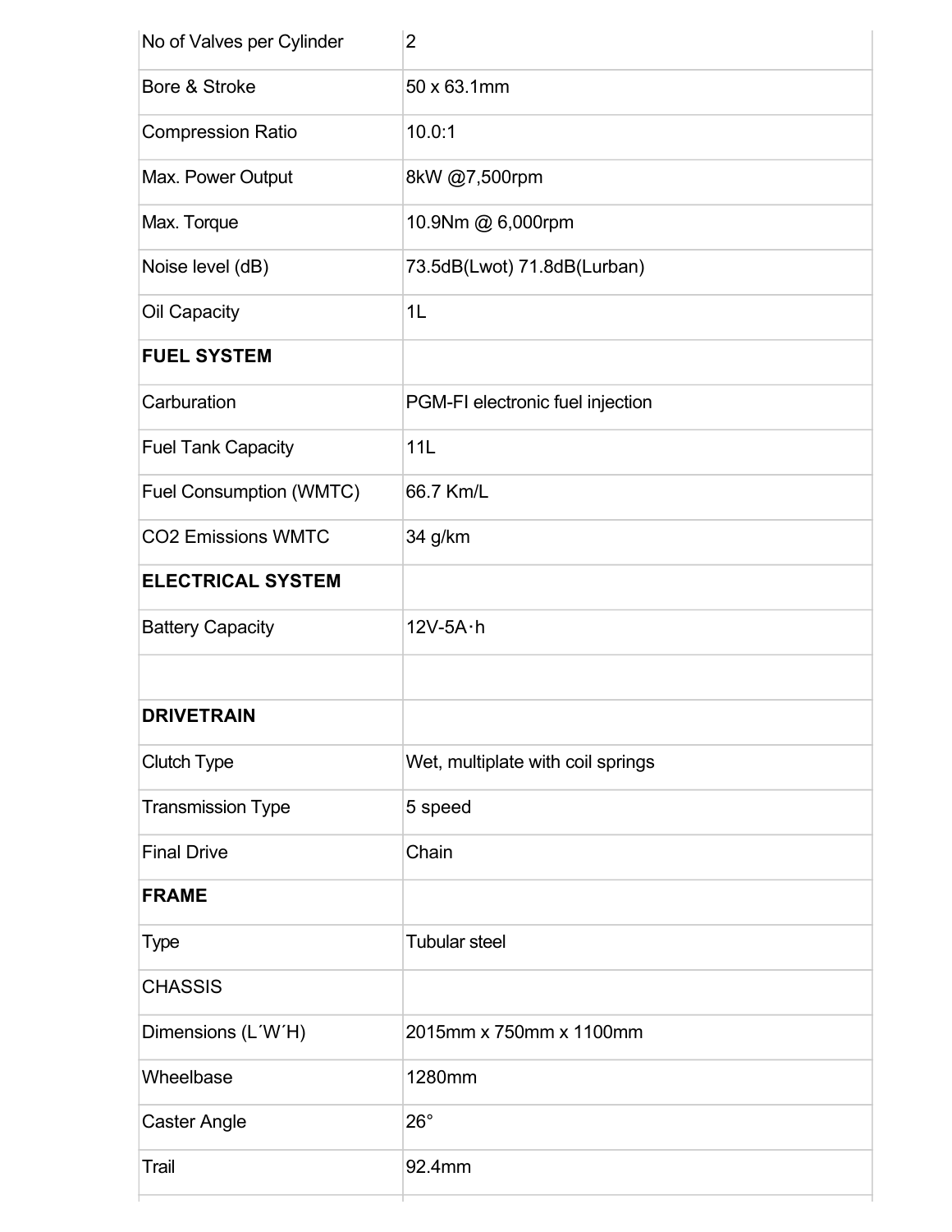| No of Valves per Cylinder | 2 |
| --- | --- |
| Bore & Stroke | 50 x 63.1mm |
| Compression Ratio | 10.0:1 |
| Max. Power Output | 8kW @7,500rpm |
| Max. Torque | 10.9Nm @ 6,000rpm |
| Noise level (dB) | 73.5dB(Lwot) 71.8dB(Lurban) |
| Oil Capacity | 1L |
| **FUEL SYSTEM** | |
| Carburation | PGM-FI electronic fuel injection |
| Fuel Tank Capacity | 11L |
| Fuel Consumption (WMTC) | 66.7 Km/L |
| $CO_2$ Emissions WMTC | 34 g/km |
| **ELECTRICAL SYSTEM** | |
| Battery Capacity | 12V-5A·h |
| | |
| **DRIVETRAIN** | |
| Clutch Type | Wet, multiplate with coil springs |
| Transmission Type | 5 speed |
| Final Drive | Chain |
| **FRAME** | |
| Type | Tubular steel |
| CHASSIS | |
| Dimensions (L´W´H) | 2015mm x 750mm x 1100mm |
| Wheelbase | 1280mm |
| Caster Angle | 26° |
| Trail | 92.4mm |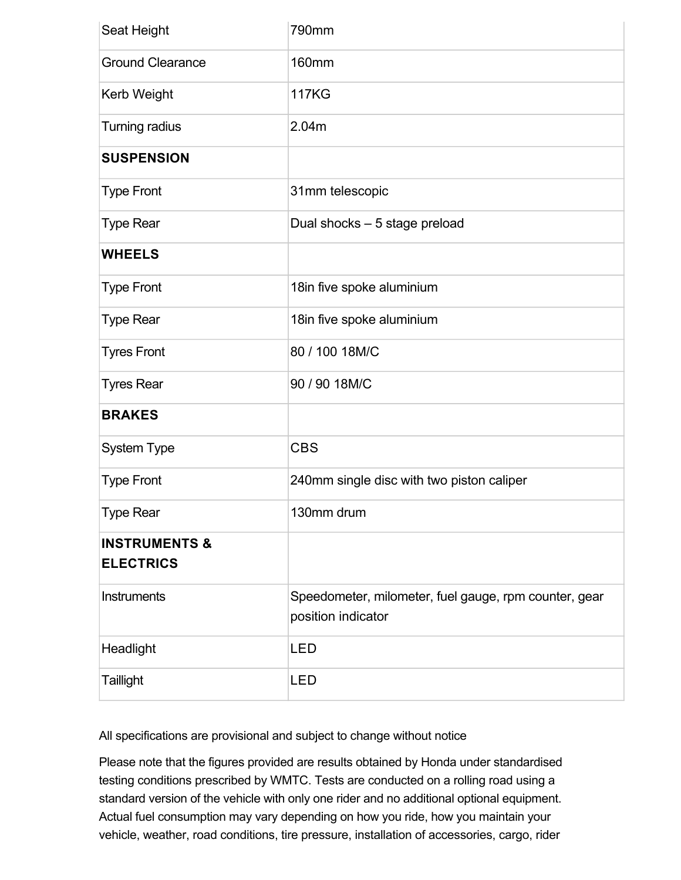| | |
|---|---|
| Seat Height | 790mm |
| Ground Clearance | 160mm |
| Kerb Weight | 117KG |
| Turning radius | 2.04m |
| **SUSPENSION** | |
| Type Front | 31mm telescopic |
| Type Rear | Dual shocks – 5 stage preload |
| **WHEELS** | |
| Type Front | 18in five spoke aluminium |
| Type Rear | 18in five spoke aluminium |
| Tyres Front | 80 / 100 18M/C |
| Tyres Rear | 90 / 90 18M/C |
| **BRAKES** | |
| System Type | CBS |
| Type Front | 240mm single disc with two piston caliper |
| Type Rear | 130mm drum |
| **INSTRUMENTS & ELECTRICS** | |
| Instruments | Speedometer, milometer, fuel gauge, rpm counter, gear position indicator |
| Headlight | LED |
| Taillight | LED |

All specifications are provisional and subject to change without notice

Please note that the figures provided are results obtained by Honda under standardised testing conditions prescribed by WMTC. Tests are conducted on a rolling road using a standard version of the vehicle with only one rider and no additional optional equipment. Actual fuel consumption may vary depending on how you ride, how you maintain your vehicle, weather, road conditions, tire pressure, installation of accessories, cargo, rider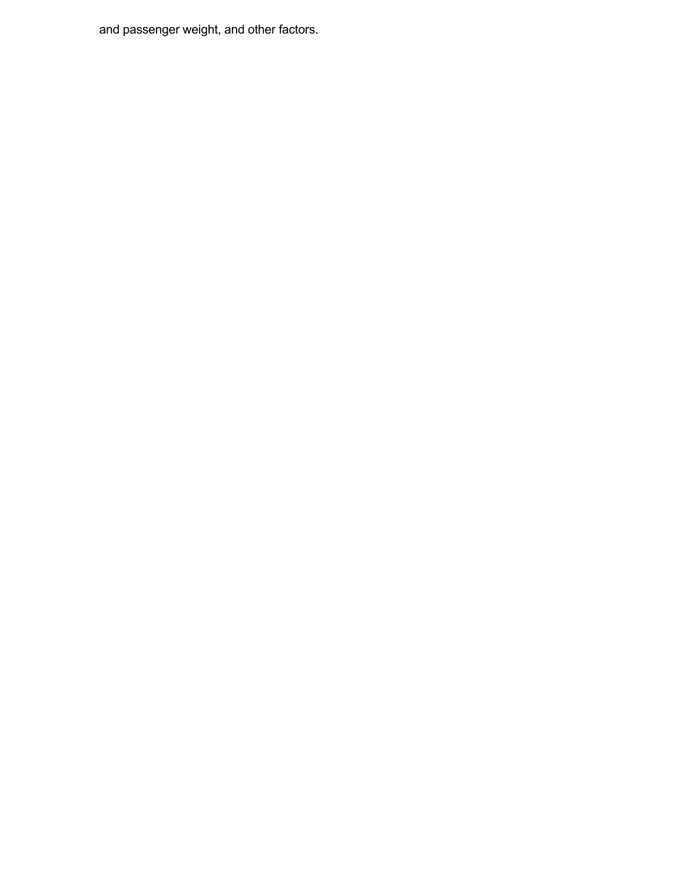and passenger weight, and other factors.